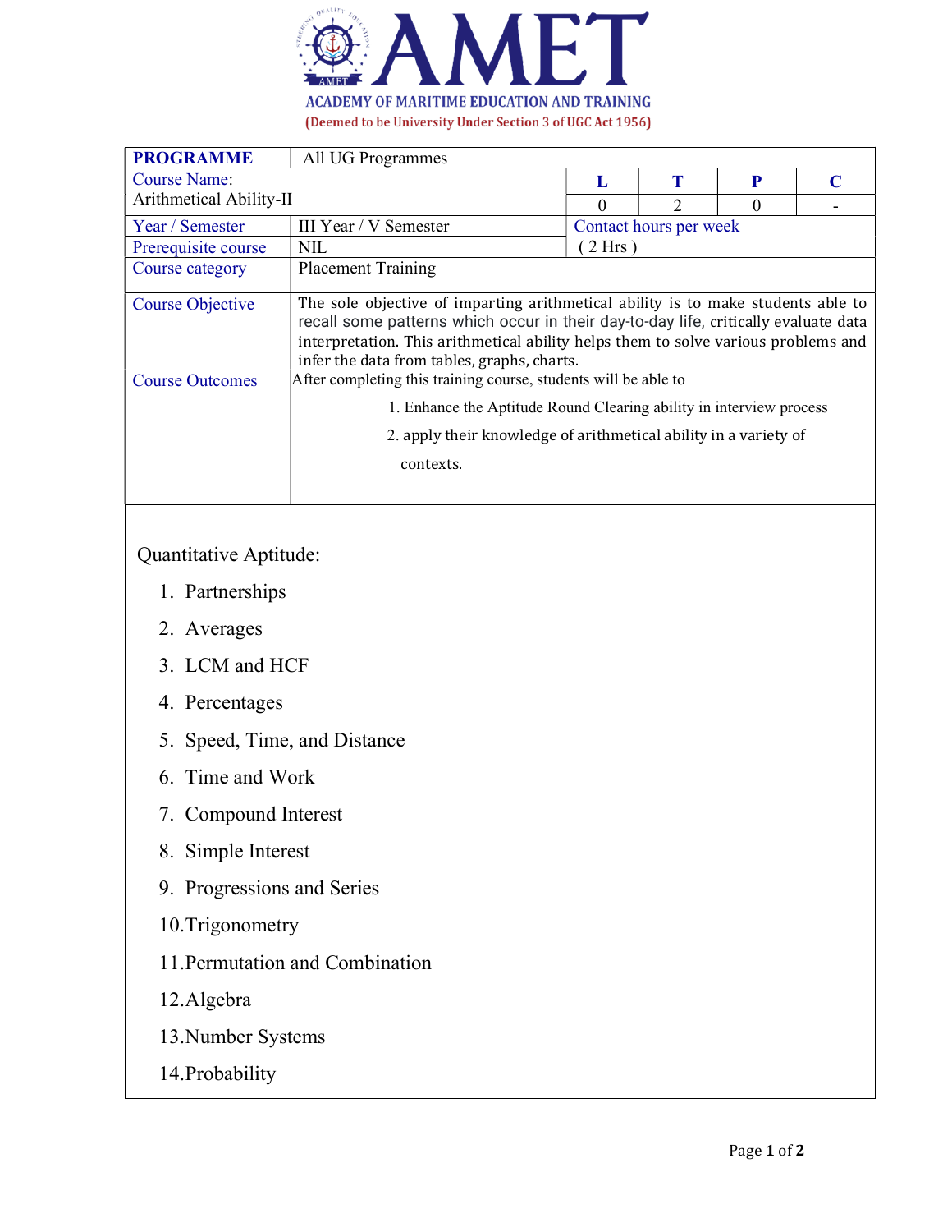# AMET

**ACADEMY OF MARITIME EDUCATION AND TRAINING**

(Deemed to be University Under Section 3 of UGC Act 1956)

| **PROGRAMME** | All UG Programmes | | | | |
|---|---|---|---|---|---|
| Course Name: Arithmetical Ability-II | | **L** | **T** | **P** | **C** |
| | | 0 | 2 | 0 | - |
| Year / Semester | III Year / V Semester | Contact hours per week | | | |
| Prerequisite course | NIL | ( 2 Hrs ) | | | |
| Course category | Placement Training | | | | |
| Course Objective | The sole objective of imparting arithmetical ability is to make students able to recall some patterns which occur in their day-to-day life, critically evaluate data interpretation. This arithmetical ability helps them to solve various problems and infer the data from tables, graphs, charts. | | | | |
| Course Outcomes | After completing this training course, students will be able to<br>1. Enhance the Aptitude Round Clearing ability in interview process<br>2. apply their knowledge of arithmetical ability in a variety of contexts. | | | | |

Quantitative Aptitude:

1. Partnerships
2. Averages
3. LCM and HCF
4. Percentages
5. Speed, Time, and Distance
6. Time and Work
7. Compound Interest
8. Simple Interest
9. Progressions and Series
10. Trigonometry
11. Permutation and Combination
12. Algebra
13. Number Systems
14. Probability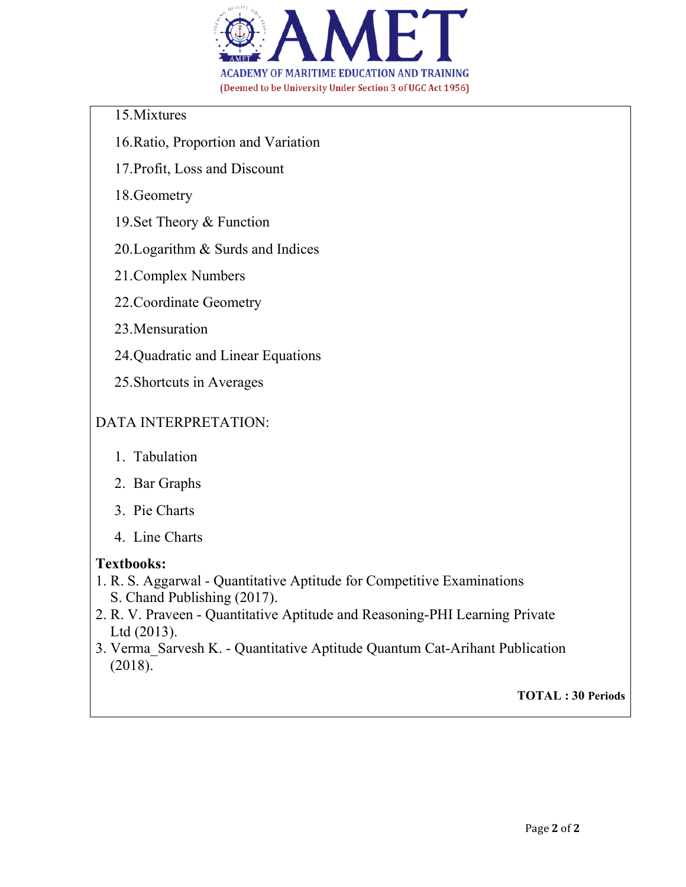15. Mixtures
16. Ratio, Proportion and Variation
17. Profit, Loss and Discount
18. Geometry
19. Set Theory & Function
20. Logarithm & Surds and Indices
21. Complex Numbers
22. Coordinate Geometry
23. Mensuration
24. Quadratic and Linear Equations
25. Shortcuts in Averages

DATA INTERPRETATION:

1. Tabulation
2. Bar Graphs
3. Pie Charts
4. Line Charts

**Textbooks:**

1. R. S. Aggarwal - Quantitative Aptitude for Competitive Examinations S. Chand Publishing (2017).
2. R. V. Praveen - Quantitative Aptitude and Reasoning-PHI Learning Private Ltd (2013).
3. Verma_Sarvesh K. - Quantitative Aptitude Quantum Cat-Arihant Publication (2018).

**TOTAL : 30 Periods**